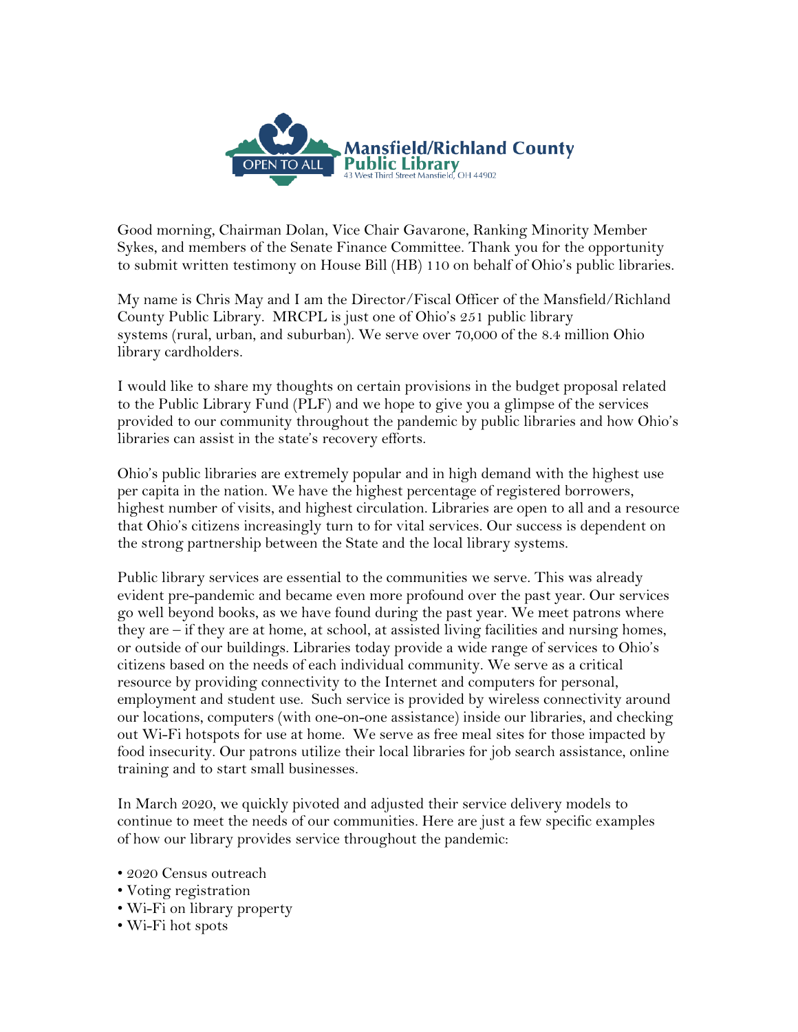Mansfield/Richland County Public Library
43 West Third Street Mansfield, OH 44902

Good morning, Chairman Dolan, Vice Chair Gavarone, Ranking Minority Member Sykes, and members of the Senate Finance Committee. Thank you for the opportunity to submit written testimony on House Bill (HB) 110 on behalf of Ohio's public libraries.

My name is Chris May and I am the Director/Fiscal Officer of the Mansfield/Richland County Public Library. MRCPL is just one of Ohio's 251 public library systems (rural, urban, and suburban). We serve over 70,000 of the 8.4 million Ohio library cardholders.

I would like to share my thoughts on certain provisions in the budget proposal related to the Public Library Fund (PLF) and we hope to give you a glimpse of the services provided to our community throughout the pandemic by public libraries and how Ohio's libraries can assist in the state's recovery efforts.

Ohio's public libraries are extremely popular and in high demand with the highest use per capita in the nation. We have the highest percentage of registered borrowers, highest number of visits, and highest circulation. Libraries are open to all and a resource that Ohio's citizens increasingly turn to for vital services. Our success is dependent on the strong partnership between the State and the local library systems.

Public library services are essential to the communities we serve. This was already evident pre-pandemic and became even more profound over the past year. Our services go well beyond books, as we have found during the past year. We meet patrons where they are – if they are at home, at school, at assisted living facilities and nursing homes, or outside of our buildings. Libraries today provide a wide range of services to Ohio's citizens based on the needs of each individual community. We serve as a critical resource by providing connectivity to the Internet and computers for personal, employment and student use. Such service is provided by wireless connectivity around our locations, computers (with one-on-one assistance) inside our libraries, and checking out Wi-Fi hotspots for use at home. We serve as free meal sites for those impacted by food insecurity. Our patrons utilize their local libraries for job search assistance, online training and to start small businesses.

In March 2020, we quickly pivoted and adjusted their service delivery models to continue to meet the needs of our communities. Here are just a few specific examples of how our library provides service throughout the pandemic:

- 2020 Census outreach
- Voting registration
- Wi-Fi on library property
- Wi-Fi hot spots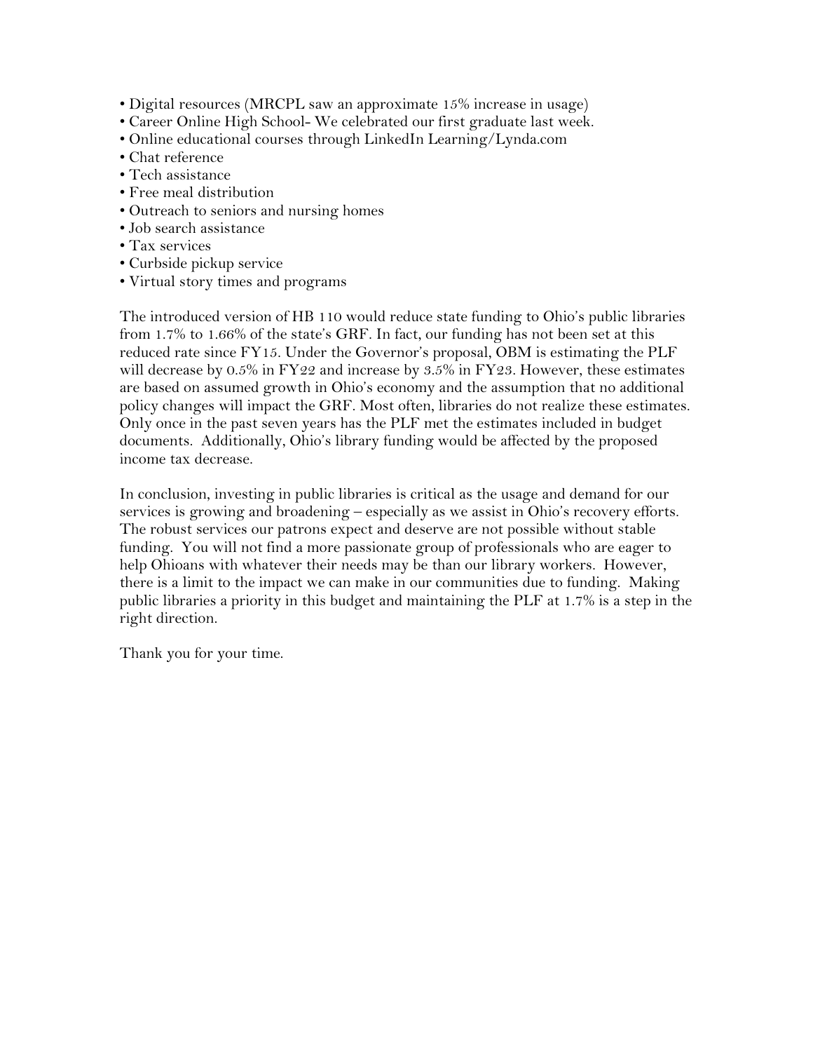- Digital resources (MRCPL saw an approximate 15% increase in usage)
- Career Online High School- We celebrated our first graduate last week.
- Online educational courses through LinkedIn Learning/Lynda.com
- Chat reference
- Tech assistance
- Free meal distribution
- Outreach to seniors and nursing homes
- Job search assistance
- Tax services
- Curbside pickup service
- Virtual story times and programs

The introduced version of HB 110 would reduce state funding to Ohio's public libraries from 1.7% to 1.66% of the state's GRF. In fact, our funding has not been set at this reduced rate since FY15. Under the Governor's proposal, OBM is estimating the PLF will decrease by 0.5% in FY22 and increase by 3.5% in FY23. However, these estimates are based on assumed growth in Ohio's economy and the assumption that no additional policy changes will impact the GRF. Most often, libraries do not realize these estimates. Only once in the past seven years has the PLF met the estimates included in budget documents. Additionally, Ohio's library funding would be affected by the proposed income tax decrease.

In conclusion, investing in public libraries is critical as the usage and demand for our services is growing and broadening – especially as we assist in Ohio's recovery efforts. The robust services our patrons expect and deserve are not possible without stable funding. You will not find a more passionate group of professionals who are eager to help Ohioans with whatever their needs may be than our library workers. However, there is a limit to the impact we can make in our communities due to funding. Making public libraries a priority in this budget and maintaining the PLF at 1.7% is a step in the right direction.

Thank you for your time.